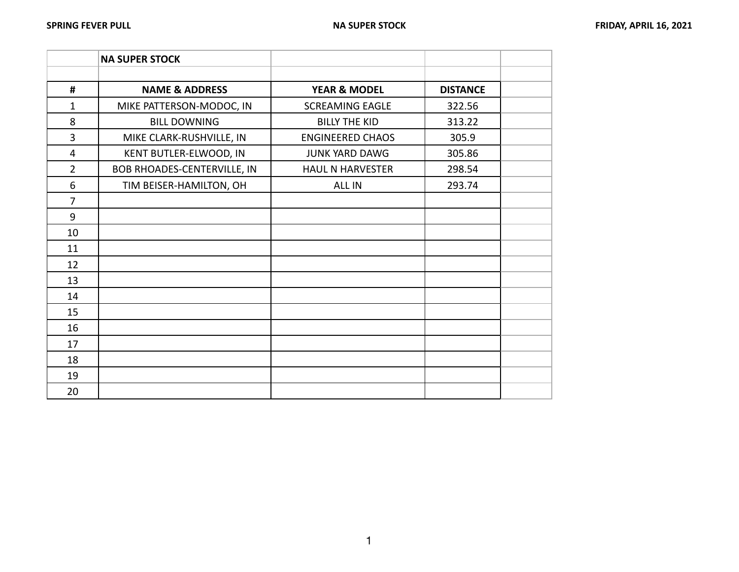| | NA SUPER STOCK | | | |
|---|---|---|---|---|
| | | | | |
| **#** | **NAME & ADDRESS** | **YEAR & MODEL** | **DISTANCE** | |
| 1 | MIKE PATTERSON-MODOC, IN | SCREAMING EAGLE | 322.56 | |
| 8 | BILL DOWNING | BILLY THE KID | 313.22 | |
| 3 | MIKE CLARK-RUSHVILLE, IN | ENGINEERED CHAOS | 305.9 | |
| 4 | KENT BUTLER-ELWOOD, IN | JUNK YARD DAWG | 305.86 | |
| 2 | BOB RHOADES-CENTERVILLE, IN | HAUL N HARVESTER | 298.54 | |
| 6 | TIM BEISER-HAMILTON, OH | ALL IN | 293.74 | |
| 7 | | | | |
| 9 | | | | |
| 10 | | | | |
| 11 | | | | |
| 12 | | | | |
| 13 | | | | |
| 14 | | | | |
| 15 | | | | |
| 16 | | | | |
| 17 | | | | |
| 18 | | | | |
| 19 | | | | |
| 20 | | | | |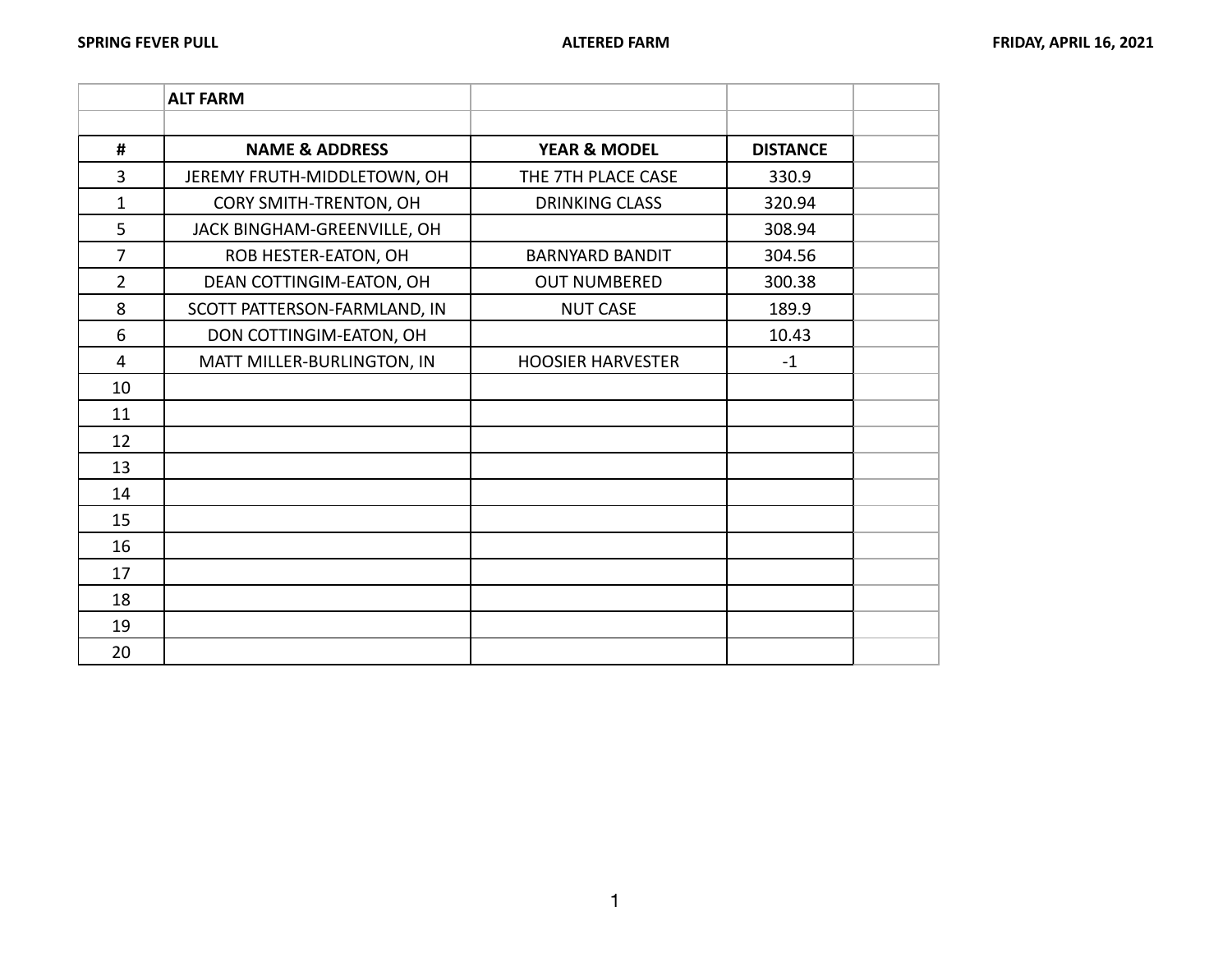| | ALT FARM | | | |
|---|---|---|---|---|
| | | | | |
| # | NAME & ADDRESS | YEAR & MODEL | DISTANCE | |
| 3 | JEREMY FRUTH-MIDDLETOWN, OH | THE 7TH PLACE CASE | 330.9 | |
| 1 | CORY SMITH-TRENTON, OH | DRINKING CLASS | 320.94 | |
| 5 | JACK BINGHAM-GREENVILLE, OH | | 308.94 | |
| 7 | ROB HESTER-EATON, OH | BARNYARD BANDIT | 304.56 | |
| 2 | DEAN COTTINGIM-EATON, OH | OUT NUMBERED | 300.38 | |
| 8 | SCOTT PATTERSON-FARMLAND, IN | NUT CASE | 189.9 | |
| 6 | DON COTTINGIM-EATON, OH | | 10.43 | |
| 4 | MATT MILLER-BURLINGTON, IN | HOOSIER HARVESTER | -1 | |
| 10 | | | | |
| 11 | | | | |
| 12 | | | | |
| 13 | | | | |
| 14 | | | | |
| 15 | | | | |
| 16 | | | | |
| 17 | | | | |
| 18 | | | | |
| 19 | | | | |
| 20 | | | | |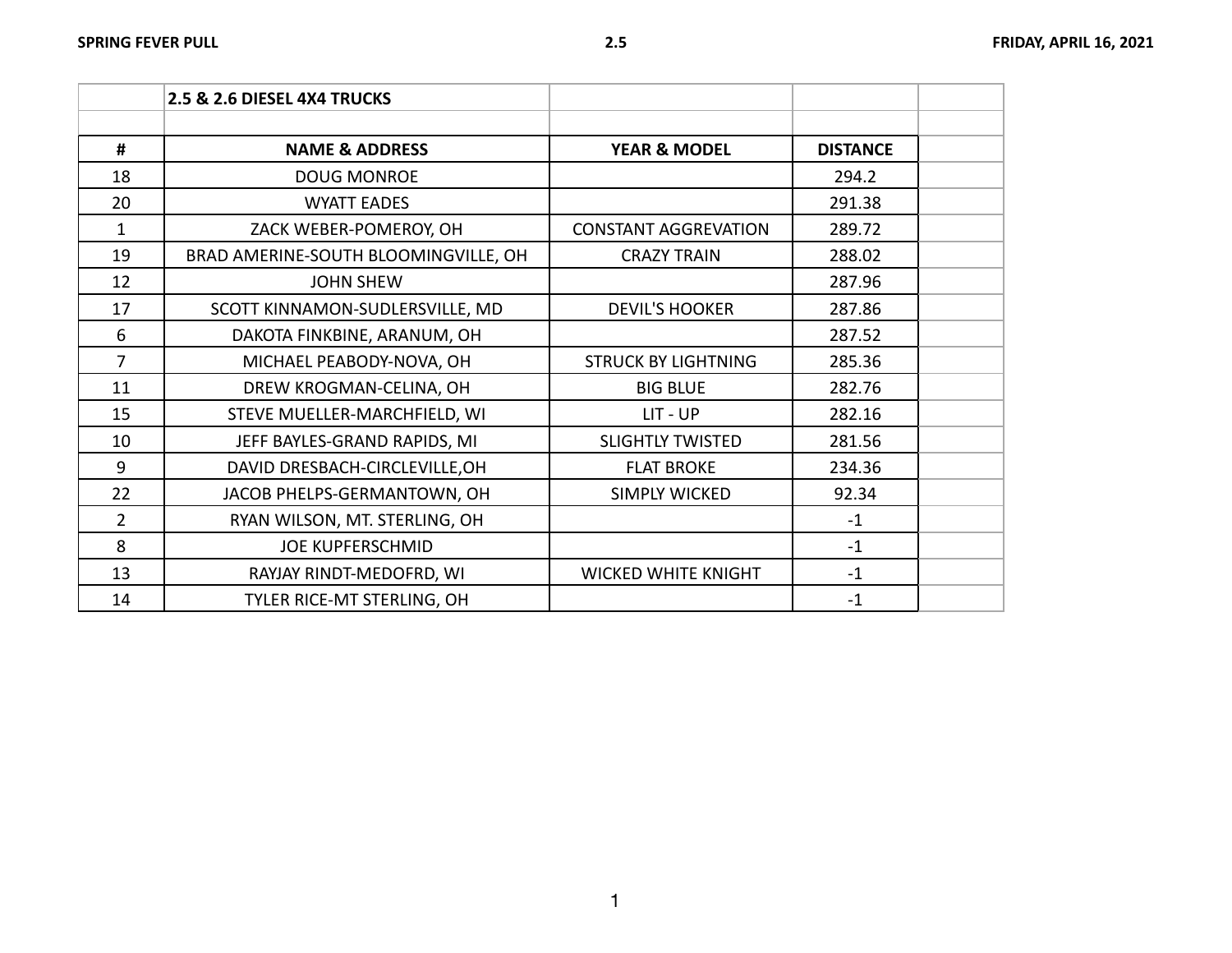| | 2.5 & 2.6 DIESEL 4X4 TRUCKS | | | |
|---|---|---|---|---|
| | | | | |
| # | NAME & ADDRESS | YEAR & MODEL | DISTANCE | |
| 18 | DOUG MONROE | | 294.2 | |
| 20 | WYATT EADES | | 291.38 | |
| 1 | ZACK WEBER-POMEROY, OH | CONSTANT AGGREVATION | 289.72 | |
| 19 | BRAD AMERINE-SOUTH BLOOMINGVILLE, OH | CRAZY TRAIN | 288.02 | |
| 12 | JOHN SHEW | | 287.96 | |
| 17 | SCOTT KINNAMON-SUDLERSVILLE, MD | DEVIL'S HOOKER | 287.86 | |
| 6 | DAKOTA FINKBINE, ARANUM, OH | | 287.52 | |
| 7 | MICHAEL PEABODY-NOVA, OH | STRUCK BY LIGHTNING | 285.36 | |
| 11 | DREW KROGMAN-CELINA, OH | BIG BLUE | 282.76 | |
| 15 | STEVE MUELLER-MARCHFIELD, WI | LIT - UP | 282.16 | |
| 10 | JEFF BAYLES-GRAND RAPIDS, MI | SLIGHTLY TWISTED | 281.56 | |
| 9 | DAVID DRESBACH-CIRCLEVILLE,OH | FLAT BROKE | 234.36 | |
| 22 | JACOB PHELPS-GERMANTOWN, OH | SIMPLY WICKED | 92.34 | |
| 2 | RYAN WILSON, MT. STERLING, OH | | -1 | |
| 8 | JOE KUPFERSCHMID | | -1 | |
| 13 | RAYJAY RINDT-MEDOFRD, WI | WICKED WHITE KNIGHT | -1 | |
| 14 | TYLER RICE-MT STERLING, OH | | -1 | |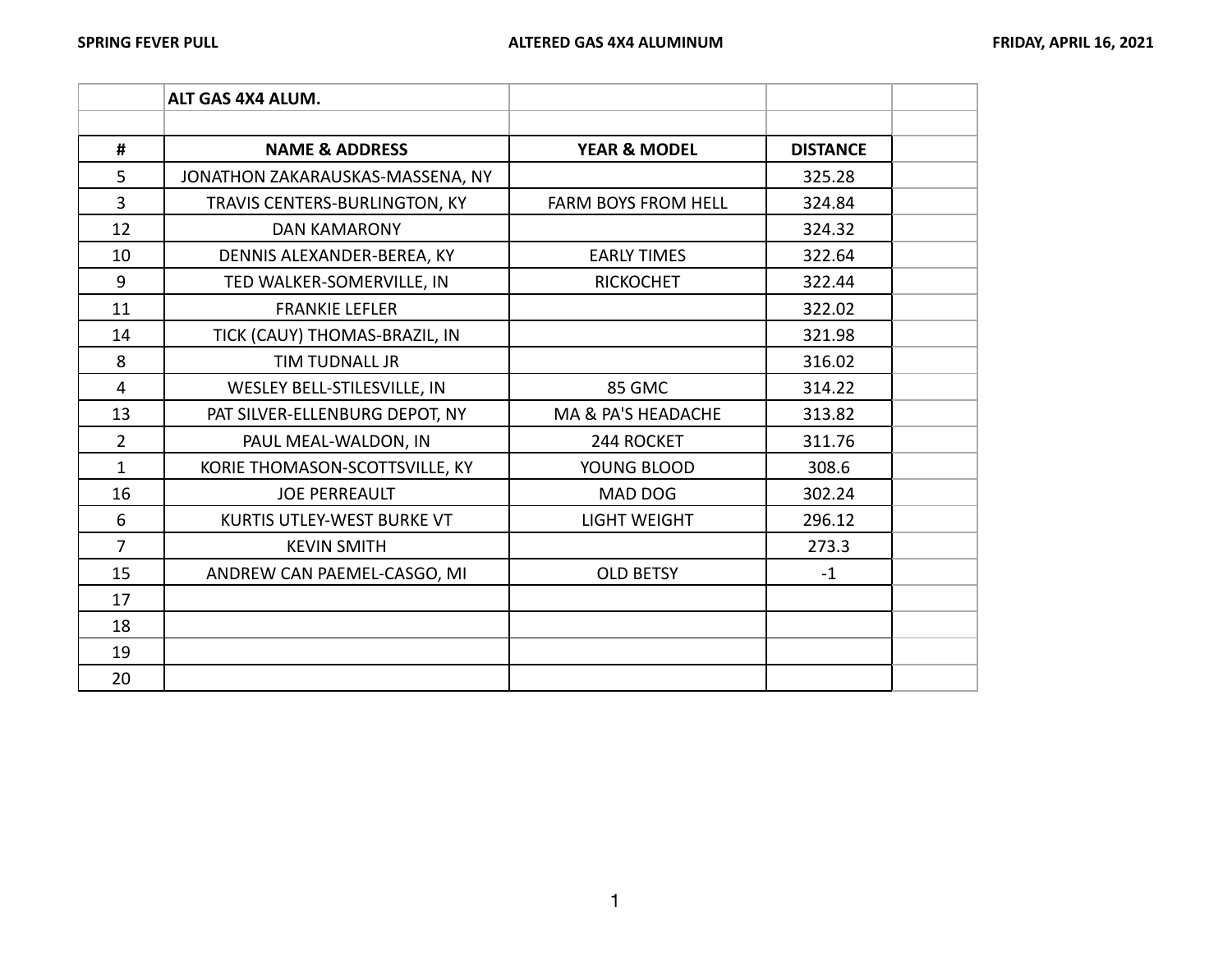| | ALT GAS 4X4 ALUM. | | | |
|---|---|---|---|---|
| | | | | |
| # | NAME & ADDRESS | YEAR & MODEL | DISTANCE | |
| 5 | JONATHON ZAKARAUSKAS-MASSENA, NY | | 325.28 | |
| 3 | TRAVIS CENTERS-BURLINGTON, KY | FARM BOYS FROM HELL | 324.84 | |
| 12 | DAN KAMARONY | | 324.32 | |
| 10 | DENNIS ALEXANDER-BEREA, KY | EARLY TIMES | 322.64 | |
| 9 | TED WALKER-SOMERVILLE, IN | RICKOCHET | 322.44 | |
| 11 | FRANKIE LEFLER | | 322.02 | |
| 14 | TICK (CAUY) THOMAS-BRAZIL, IN | | 321.98 | |
| 8 | TIM TUDNALL JR | | 316.02 | |
| 4 | WESLEY BELL-STILESVILLE, IN | 85 GMC | 314.22 | |
| 13 | PAT SILVER-ELLENBURG DEPOT, NY | MA & PA'S HEADACHE | 313.82 | |
| 2 | PAUL MEAL-WALDON, IN | 244 ROCKET | 311.76 | |
| 1 | KORIE THOMASON-SCOTTSVILLE, KY | YOUNG BLOOD | 308.6 | |
| 16 | JOE PERREAULT | MAD DOG | 302.24 | |
| 6 | KURTIS UTLEY-WEST BURKE VT | LIGHT WEIGHT | 296.12 | |
| 7 | KEVIN SMITH | | 273.3 | |
| 15 | ANDREW CAN PAEMEL-CASGO, MI | OLD BETSY | -1 | |
| 17 | | | | |
| 18 | | | | |
| 19 | | | | |
| 20 | | | | |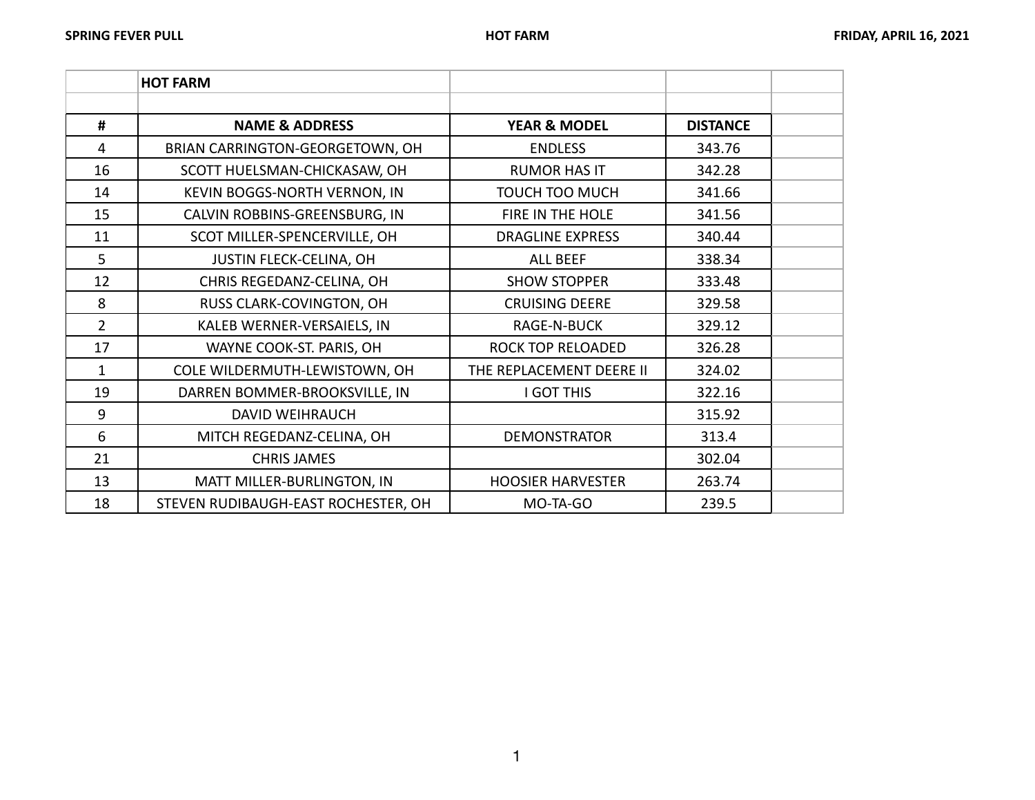| | HOT FARM | | | |
|---|---|---|---|---|
| | | | | |
| # | NAME & ADDRESS | YEAR & MODEL | DISTANCE | |
| 4 | BRIAN CARRINGTON-GEORGETOWN, OH | ENDLESS | 343.76 | |
| 16 | SCOTT HUELSMAN-CHICKASAW, OH | RUMOR HAS IT | 342.28 | |
| 14 | KEVIN BOGGS-NORTH VERNON, IN | TOUCH TOO MUCH | 341.66 | |
| 15 | CALVIN ROBBINS-GREENSBURG, IN | FIRE IN THE HOLE | 341.56 | |
| 11 | SCOT MILLER-SPENCERVILLE, OH | DRAGLINE EXPRESS | 340.44 | |
| 5 | JUSTIN FLECK-CELINA, OH | ALL BEEF | 338.34 | |
| 12 | CHRIS REGEDANZ-CELINA, OH | SHOW STOPPER | 333.48 | |
| 8 | RUSS CLARK-COVINGTON, OH | CRUISING DEERE | 329.58 | |
| 2 | KALEB WERNER-VERSAIELS, IN | RAGE-N-BUCK | 329.12 | |
| 17 | WAYNE COOK-ST. PARIS, OH | ROCK TOP RELOADED | 326.28 | |
| 1 | COLE WILDERMUTH-LEWISTOWN, OH | THE REPLACEMENT DEERE II | 324.02 | |
| 19 | DARREN BOMMER-BROOKSVILLE, IN | I GOT THIS | 322.16 | |
| 9 | DAVID WEIHRAUCH | | 315.92 | |
| 6 | MITCH REGEDANZ-CELINA, OH | DEMONSTRATOR | 313.4 | |
| 21 | CHRIS JAMES | | 302.04 | |
| 13 | MATT MILLER-BURLINGTON, IN | HOOSIER HARVESTER | 263.74 | |
| 18 | STEVEN RUDIBAUGH-EAST ROCHESTER, OH | MO-TA-GO | 239.5 | |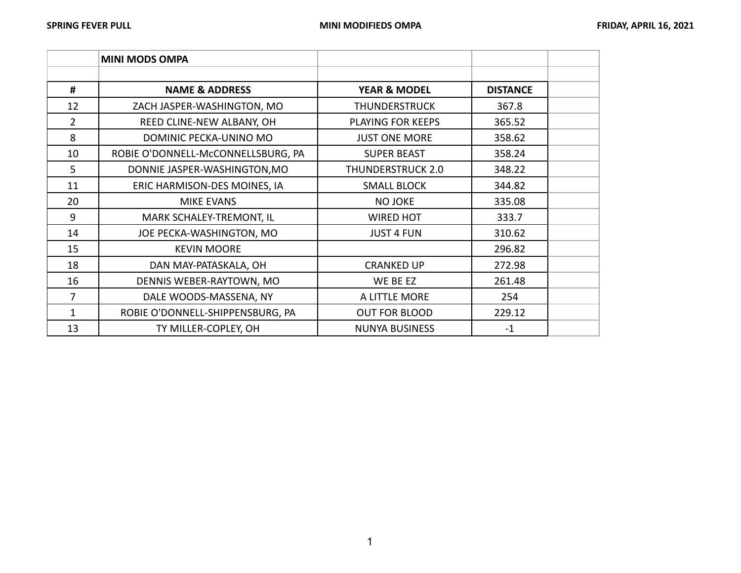| # | MINI MODS OMPA | | | |
|---|---|---|---|---|
| | | | | |
| # | NAME & ADDRESS | YEAR & MODEL | DISTANCE | |
| 12 | ZACH JASPER-WASHINGTON, MO | THUNDERSTRUCK | 367.8 | |
| 2 | REED CLINE-NEW ALBANY, OH | PLAYING FOR KEEPS | 365.52 | |
| 8 | DOMINIC PECKA-UNINO MO | JUST ONE MORE | 358.62 | |
| 10 | ROBIE O'DONNELL-McCONNELLSBURG, PA | SUPER BEAST | 358.24 | |
| 5 | DONNIE JASPER-WASHINGTON,MO | THUNDERSTRUCK 2.0 | 348.22 | |
| 11 | ERIC HARMISON-DES MOINES, IA | SMALL BLOCK | 344.82 | |
| 20 | MIKE EVANS | NO JOKE | 335.08 | |
| 9 | MARK SCHALEY-TREMONT, IL | WIRED HOT | 333.7 | |
| 14 | JOE PECKA-WASHINGTON, MO | JUST 4 FUN | 310.62 | |
| 15 | KEVIN MOORE | | 296.82 | |
| 18 | DAN MAY-PATASKALA, OH | CRANKED UP | 272.98 | |
| 16 | DENNIS WEBER-RAYTOWN, MO | WE BE EZ | 261.48 | |
| 7 | DALE WOODS-MASSENA, NY | A LITTLE MORE | 254 | |
| 1 | ROBIE O'DONNELL-SHIPPENSBURG, PA | OUT FOR BLOOD | 229.12 | |
| 13 | TY MILLER-COPLEY, OH | NUNYA BUSINESS | -1 | |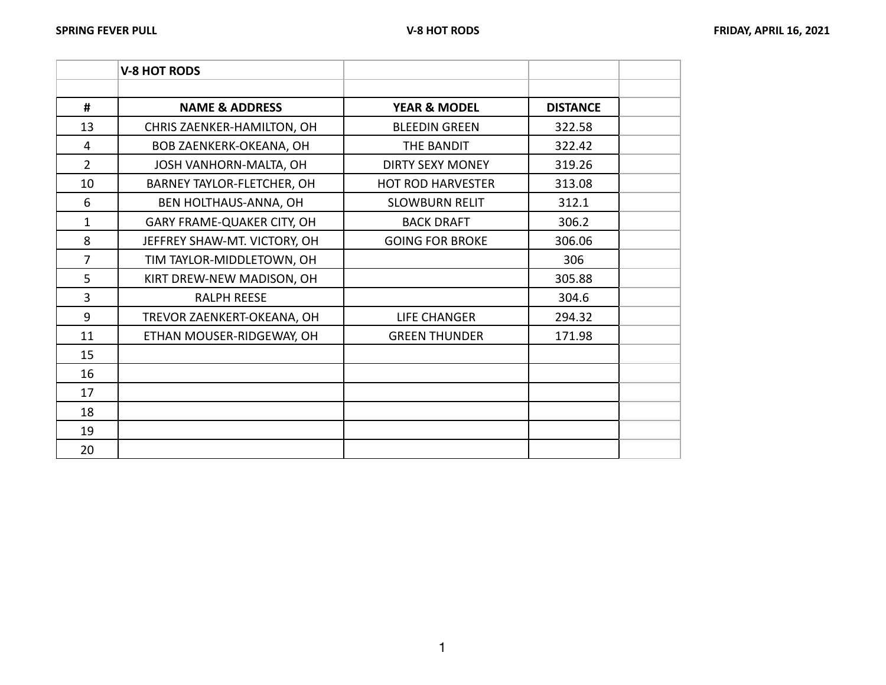| | V-8 HOT RODS | | | |
|---|---|---|---|---|
| | | | | |
| **#** | **NAME & ADDRESS** | **YEAR & MODEL** | **DISTANCE** | |
| 13 | CHRIS ZAENKER-HAMILTON, OH | BLEEDIN GREEN | 322.58 | |
| 4 | BOB ZAENKERK-OKEANA, OH | THE BANDIT | 322.42 | |
| 2 | JOSH VANHORN-MALTA, OH | DIRTY SEXY MONEY | 319.26 | |
| 10 | BARNEY TAYLOR-FLETCHER, OH | HOT ROD HARVESTER | 313.08 | |
| 6 | BEN HOLTHAUS-ANNA, OH | SLOWBURN RELIT | 312.1 | |
| 1 | GARY FRAME-QUAKER CITY, OH | BACK DRAFT | 306.2 | |
| 8 | JEFFREY SHAW-MT. VICTORY, OH | GOING FOR BROKE | 306.06 | |
| 7 | TIM TAYLOR-MIDDLETOWN, OH | | 306 | |
| 5 | KIRT DREW-NEW MADISON, OH | | 305.88 | |
| 3 | RALPH REESE | | 304.6 | |
| 9 | TREVOR ZAENKERT-OKEANA, OH | LIFE CHANGER | 294.32 | |
| 11 | ETHAN MOUSER-RIDGEWAY, OH | GREEN THUNDER | 171.98 | |
| 15 | | | | |
| 16 | | | | |
| 17 | | | | |
| 18 | | | | |
| 19 | | | | |
| 20 | | | | |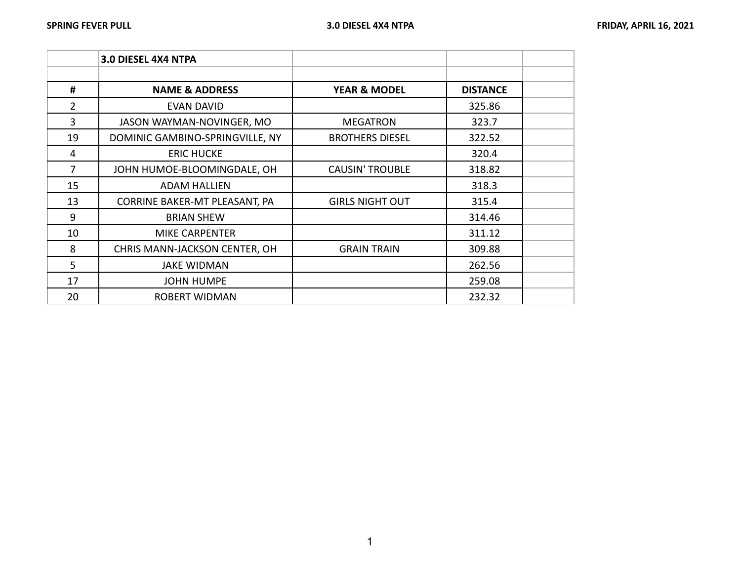| | 3.0 DIESEL 4X4 NTPA | | | |
|---|---|---|---|---|
| | | | | |
| # | NAME & ADDRESS | YEAR & MODEL | DISTANCE | |
| 2 | EVAN DAVID | | 325.86 | |
| 3 | JASON WAYMAN-NOVINGER, MO | MEGATRON | 323.7 | |
| 19 | DOMINIC GAMBINO-SPRINGVILLE, NY | BROTHERS DIESEL | 322.52 | |
| 4 | ERIC HUCKE | | 320.4 | |
| 7 | JOHN HUMOE-BLOOMINGDALE, OH | CAUSIN' TROUBLE | 318.82 | |
| 15 | ADAM HALLIEN | | 318.3 | |
| 13 | CORRINE BAKER-MT PLEASANT, PA | GIRLS NIGHT OUT | 315.4 | |
| 9 | BRIAN SHEW | | 314.46 | |
| 10 | MIKE CARPENTER | | 311.12 | |
| 8 | CHRIS MANN-JACKSON CENTER, OH | GRAIN TRAIN | 309.88 | |
| 5 | JAKE WIDMAN | | 262.56 | |
| 17 | JOHN HUMPE | | 259.08 | |
| 20 | ROBERT WIDMAN | | 232.32 | |